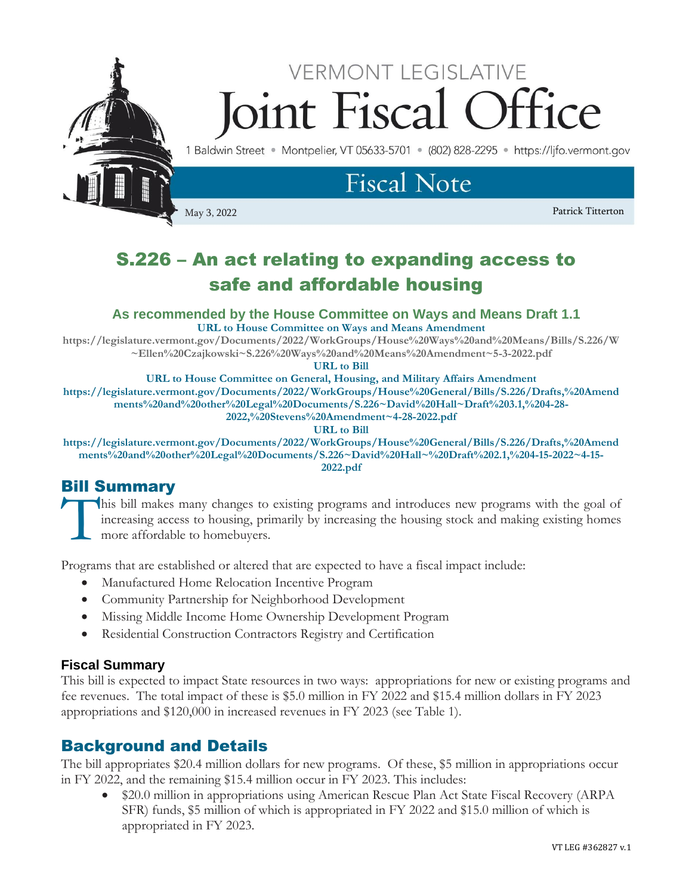# VERMONT LEGISLATIVE Joint Fiscal Office

1 Baldwin Street • Montpelier, VT 05633-5701 • (802) 828-2295 • https://ljfo.vermont.gov

## Fiscal Note

May 3, 2022

Patrick Titterton

# S.226 – An act relating to expanding access to safe and affordable housing

### As recommended by the House Committee on Ways and Means Draft 1.1

**URL to House Committee on Ways and Means Amendment**

**https://legislature.vermont.gov/Documents/2022/WorkGroups/House%20Ways%20and%20Means/Bills/S.226/W~Ellen%20Czajkowski~S.226%20Ways%20and%20Means%20Amendment~5-3-2022.pdf**

**URL to Bill**

**URL to House Committee on General, Housing, and Military Affairs Amendment**

**https://legislature.vermont.gov/Documents/2022/WorkGroups/House%20General/Bills/S.226/Drafts,%20Amendments%20and%20other%20Legal%20Documents/S.226~David%20Hall~Draft%203.1,%204-28-2022,%20Stevens%20Amendment~4-28-2022.pdf**

**URL to Bill**

**https://legislature.vermont.gov/Documents/2022/WorkGroups/House%20General/Bills/S.226/Drafts,%20Amendments%20and%20other%20Legal%20Documents/S.226~David%20Hall~%20Draft%202.1,%204-15-2022~4-15-2022.pdf**

## Bill Summary

This bill makes many changes to existing programs and introduces new programs with the goal of increasing access to housing, primarily by increasing the housing stock and making existing homes more affordable to homebuyers.

Programs that are established or altered that are expected to have a fiscal impact include:

- Manufactured Home Relocation Incentive Program
- Community Partnership for Neighborhood Development
- Missing Middle Income Home Ownership Development Program
- Residential Construction Contractors Registry and Certification

### Fiscal Summary

This bill is expected to impact State resources in two ways: appropriations for new or existing programs and fee revenues. The total impact of these is $5.0 million in FY 2022 and $15.4 million dollars in FY 2023 appropriations and $120,000 in increased revenues in FY 2023 (see Table 1).

## Background and Details

The bill appropriates $20.4 million dollars for new programs. Of these, $5 million in appropriations occur in FY 2022, and the remaining $15.4 million occur in FY 2023. This includes:

- $20.0 million in appropriations using American Rescue Plan Act State Fiscal Recovery (ARPA SFR) funds, $5 million of which is appropriated in FY 2022 and $15.0 million of which is appropriated in FY 2023.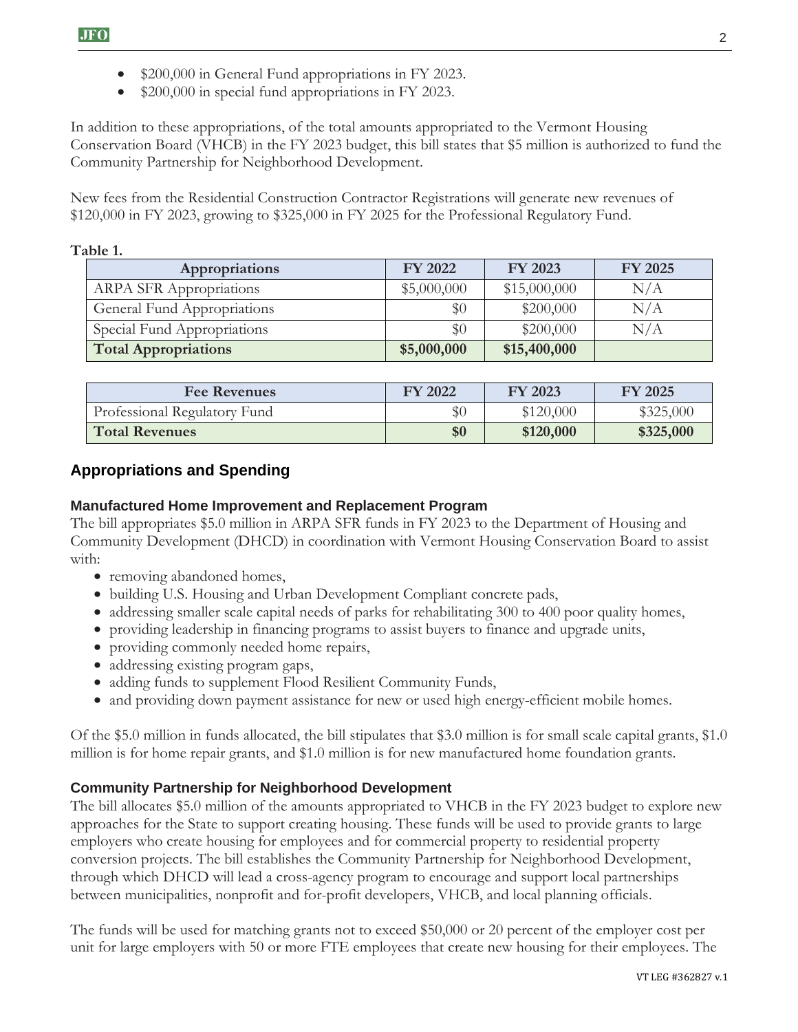- $200,000 in General Fund appropriations in FY 2023.
- $200,000 in special fund appropriations in FY 2023.

In addition to these appropriations, of the total amounts appropriated to the Vermont Housing Conservation Board (VHCB) in the FY 2023 budget, this bill states that $5 million is authorized to fund the Community Partnership for Neighborhood Development.

New fees from the Residential Construction Contractor Registrations will generate new revenues of $120,000 in FY 2023, growing to $325,000 in FY 2025 for the Professional Regulatory Fund.

**Table 1.**

| Appropriations | FY 2022 | FY 2023 | FY 2025 |
|---|---|---|---|
| ARPA SFR Appropriations | $5,000,000 | $15,000,000 | N/A |
| General Fund Appropriations | $0 | $200,000 | N/A |
| Special Fund Appropriations | $0 | $200,000 | N/A |
| **Total Appropriations** | **$5,000,000** | **$15,400,000** | |

| Fee Revenues | FY 2022 | FY 2023 | FY 2025 |
|---|---|---|---|
| Professional Regulatory Fund | $0 | $120,000 | $325,000 |
| **Total Revenues** | **$0** | **$120,000** | **$325,000** |

## Appropriations and Spending

### Manufactured Home Improvement and Replacement Program

The bill appropriates $5.0 million in ARPA SFR funds in FY 2023 to the Department of Housing and Community Development (DHCD) in coordination with Vermont Housing Conservation Board to assist with:

- removing abandoned homes,
- building U.S. Housing and Urban Development Compliant concrete pads,
- addressing smaller scale capital needs of parks for rehabilitating 300 to 400 poor quality homes,
- providing leadership in financing programs to assist buyers to finance and upgrade units,
- providing commonly needed home repairs,
- addressing existing program gaps,
- adding funds to supplement Flood Resilient Community Funds,
- and providing down payment assistance for new or used high energy-efficient mobile homes.

Of the $5.0 million in funds allocated, the bill stipulates that $3.0 million is for small scale capital grants, $1.0 million is for home repair grants, and $1.0 million is for new manufactured home foundation grants.

### Community Partnership for Neighborhood Development

The bill allocates $5.0 million of the amounts appropriated to VHCB in the FY 2023 budget to explore new approaches for the State to support creating housing. These funds will be used to provide grants to large employers who create housing for employees and for commercial property to residential property conversion projects. The bill establishes the Community Partnership for Neighborhood Development, through which DHCD will lead a cross-agency program to encourage and support local partnerships between municipalities, nonprofit and for-profit developers, VHCB, and local planning officials.

The funds will be used for matching grants not to exceed $50,000 or 20 percent of the employer cost per unit for large employers with 50 or more FTE employees that create new housing for their employees. The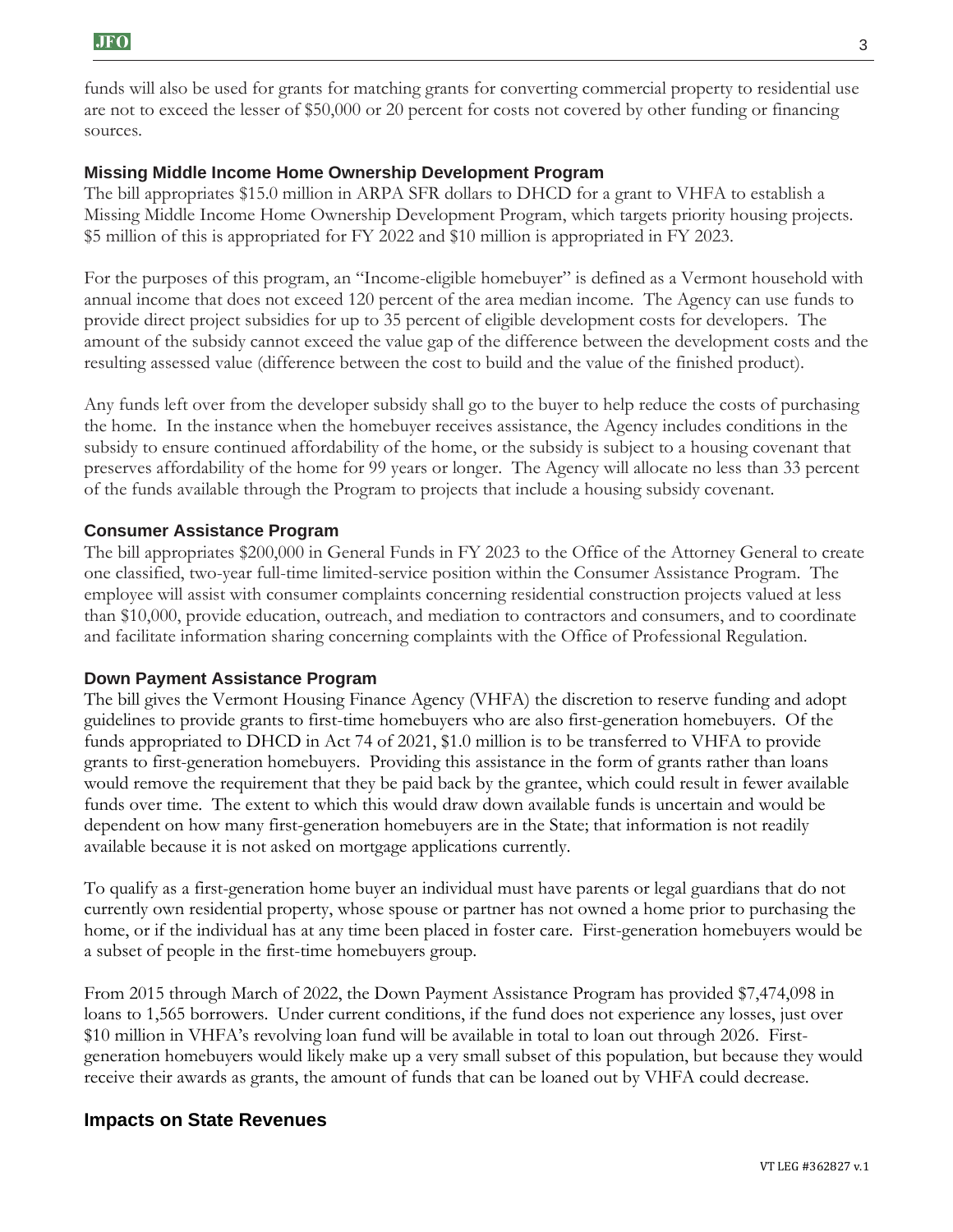funds will also be used for grants for matching grants for converting commercial property to residential use are not to exceed the lesser of $50,000 or 20 percent for costs not covered by other funding or financing sources.

### Missing Middle Income Home Ownership Development Program

The bill appropriates $15.0 million in ARPA SFR dollars to DHCD for a grant to VHFA to establish a Missing Middle Income Home Ownership Development Program, which targets priority housing projects. $5 million of this is appropriated for FY 2022 and $10 million is appropriated in FY 2023.

For the purposes of this program, an "Income-eligible homebuyer" is defined as a Vermont household with annual income that does not exceed 120 percent of the area median income. The Agency can use funds to provide direct project subsidies for up to 35 percent of eligible development costs for developers. The amount of the subsidy cannot exceed the value gap of the difference between the development costs and the resulting assessed value (difference between the cost to build and the value of the finished product).

Any funds left over from the developer subsidy shall go to the buyer to help reduce the costs of purchasing the home. In the instance when the homebuyer receives assistance, the Agency includes conditions in the subsidy to ensure continued affordability of the home, or the subsidy is subject to a housing covenant that preserves affordability of the home for 99 years or longer. The Agency will allocate no less than 33 percent of the funds available through the Program to projects that include a housing subsidy covenant.

### Consumer Assistance Program

The bill appropriates $200,000 in General Funds in FY 2023 to the Office of the Attorney General to create one classified, two-year full-time limited-service position within the Consumer Assistance Program. The employee will assist with consumer complaints concerning residential construction projects valued at less than $10,000, provide education, outreach, and mediation to contractors and consumers, and to coordinate and facilitate information sharing concerning complaints with the Office of Professional Regulation.

### Down Payment Assistance Program

The bill gives the Vermont Housing Finance Agency (VHFA) the discretion to reserve funding and adopt guidelines to provide grants to first-time homebuyers who are also first-generation homebuyers. Of the funds appropriated to DHCD in Act 74 of 2021, $1.0 million is to be transferred to VHFA to provide grants to first-generation homebuyers. Providing this assistance in the form of grants rather than loans would remove the requirement that they be paid back by the grantee, which could result in fewer available funds over time. The extent to which this would draw down available funds is uncertain and would be dependent on how many first-generation homebuyers are in the State; that information is not readily available because it is not asked on mortgage applications currently.

To qualify as a first-generation home buyer an individual must have parents or legal guardians that do not currently own residential property, whose spouse or partner has not owned a home prior to purchasing the home, or if the individual has at any time been placed in foster care. First-generation homebuyers would be a subset of people in the first-time homebuyers group.

From 2015 through March of 2022, the Down Payment Assistance Program has provided $7,474,098 in loans to 1,565 borrowers. Under current conditions, if the fund does not experience any losses, just over $10 million in VHFA's revolving loan fund will be available in total to loan out through 2026. First-generation homebuyers would likely make up a very small subset of this population, but because they would receive their awards as grants, the amount of funds that can be loaned out by VHFA could decrease.

## Impacts on State Revenues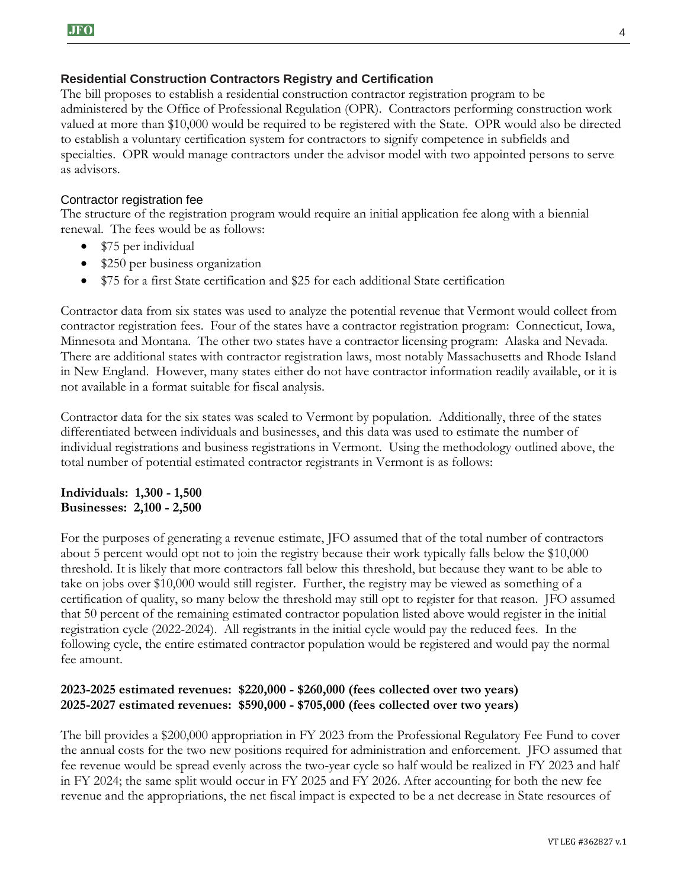## Residential Construction Contractors Registry and Certification

The bill proposes to establish a residential construction contractor registration program to be administered by the Office of Professional Regulation (OPR). Contractors performing construction work valued at more than $10,000 would be required to be registered with the State. OPR would also be directed to establish a voluntary certification system for contractors to signify competence in subfields and specialties. OPR would manage contractors under the advisor model with two appointed persons to serve as advisors.

### Contractor registration fee

The structure of the registration program would require an initial application fee along with a biennial renewal. The fees would be as follows:

- $75 per individual
- $250 per business organization
- $75 for a first State certification and $25 for each additional State certification

Contractor data from six states was used to analyze the potential revenue that Vermont would collect from contractor registration fees. Four of the states have a contractor registration program: Connecticut, Iowa, Minnesota and Montana. The other two states have a contractor licensing program: Alaska and Nevada. There are additional states with contractor registration laws, most notably Massachusetts and Rhode Island in New England. However, many states either do not have contractor information readily available, or it is not available in a format suitable for fiscal analysis.

Contractor data for the six states was scaled to Vermont by population. Additionally, three of the states differentiated between individuals and businesses, and this data was used to estimate the number of individual registrations and business registrations in Vermont. Using the methodology outlined above, the total number of potential estimated contractor registrants in Vermont is as follows:

**Individuals: 1,300 - 1,500**
**Businesses: 2,100 - 2,500**

For the purposes of generating a revenue estimate, JFO assumed that of the total number of contractors about 5 percent would opt not to join the registry because their work typically falls below the $10,000 threshold. It is likely that more contractors fall below this threshold, but because they want to be able to take on jobs over $10,000 would still register. Further, the registry may be viewed as something of a certification of quality, so many below the threshold may still opt to register for that reason. JFO assumed that 50 percent of the remaining estimated contractor population listed above would register in the initial registration cycle (2022-2024). All registrants in the initial cycle would pay the reduced fees. In the following cycle, the entire estimated contractor population would be registered and would pay the normal fee amount.

**2023-2025 estimated revenues: $220,000 - $260,000 (fees collected over two years)**
**2025-2027 estimated revenues: $590,000 - $705,000 (fees collected over two years)**

The bill provides a $200,000 appropriation in FY 2023 from the Professional Regulatory Fee Fund to cover the annual costs for the two new positions required for administration and enforcement. JFO assumed that fee revenue would be spread evenly across the two-year cycle so half would be realized in FY 2023 and half in FY 2024; the same split would occur in FY 2025 and FY 2026. After accounting for both the new fee revenue and the appropriations, the net fiscal impact is expected to be a net decrease in State resources of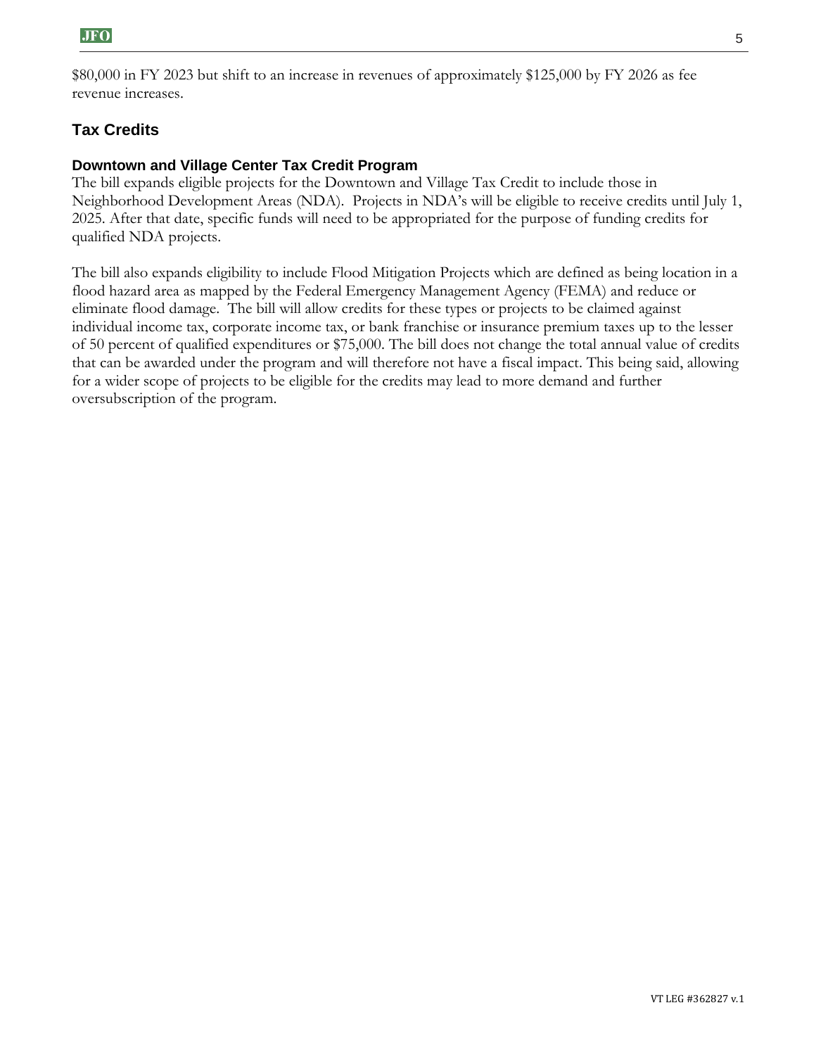$80,000 in FY 2023 but shift to an increase in revenues of approximately $125,000 by FY 2026 as fee revenue increases.

## Tax Credits

### Downtown and Village Center Tax Credit Program

The bill expands eligible projects for the Downtown and Village Tax Credit to include those in Neighborhood Development Areas (NDA). Projects in NDA's will be eligible to receive credits until July 1, 2025. After that date, specific funds will need to be appropriated for the purpose of funding credits for qualified NDA projects.

The bill also expands eligibility to include Flood Mitigation Projects which are defined as being location in a flood hazard area as mapped by the Federal Emergency Management Agency (FEMA) and reduce or eliminate flood damage. The bill will allow credits for these types or projects to be claimed against individual income tax, corporate income tax, or bank franchise or insurance premium taxes up to the lesser of 50 percent of qualified expenditures or $75,000. The bill does not change the total annual value of credits that can be awarded under the program and will therefore not have a fiscal impact. This being said, allowing for a wider scope of projects to be eligible for the credits may lead to more demand and further oversubscription of the program.